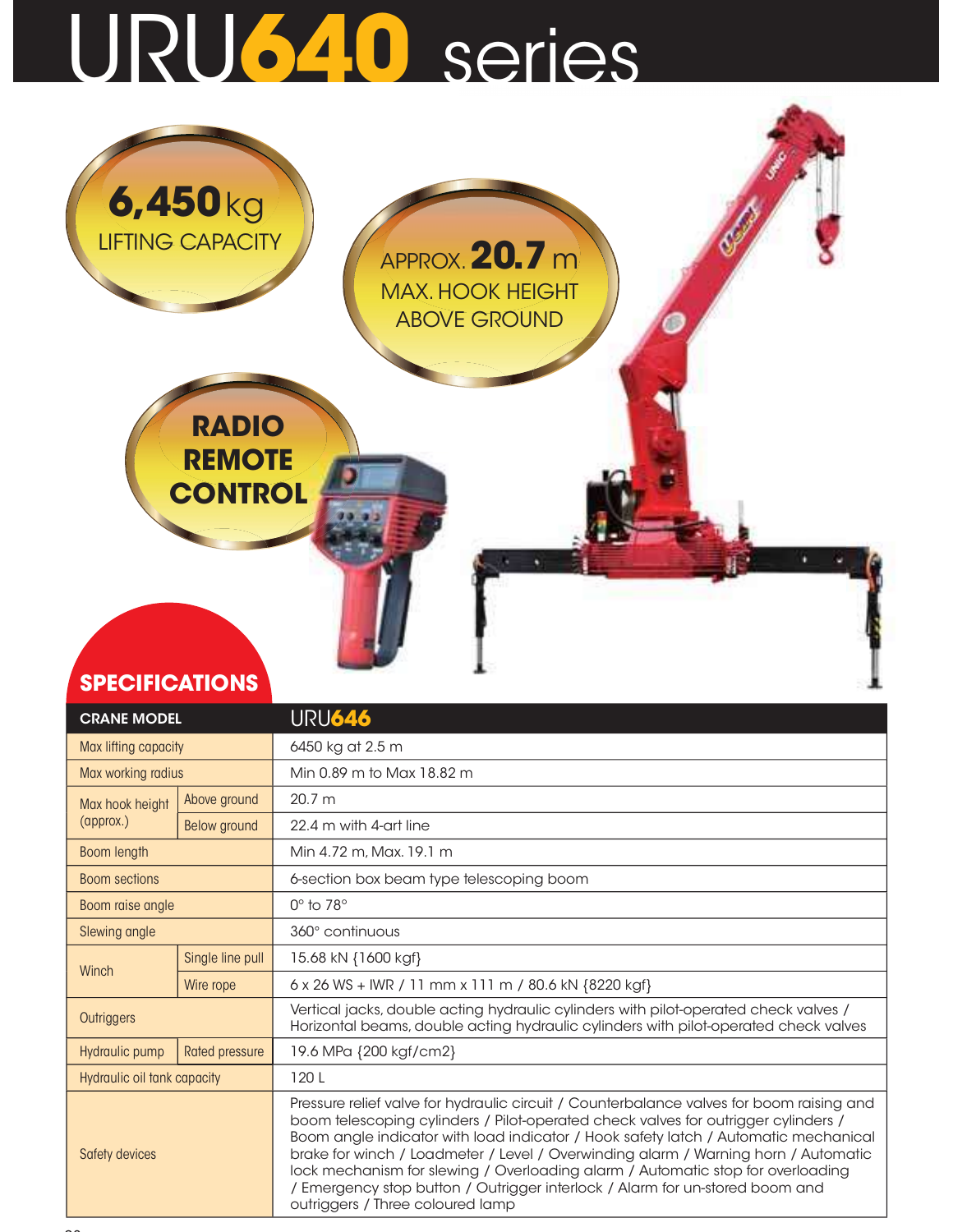# URU640 series

**6,450** kg
LIFTING CAPACITY

APPROX. **20.7** m
MAX. HOOK HEIGHT
ABOVE GROUND

**RADIO REMOTE CONTROL**

## SPECIFICATIONS

| CRANE MODEL | | URU646 |
|---|---|---|
| Max lifting capacity | | 6450 kg at 2.5 m |
| Max working radius | | Min 0.89 m to Max 18.82 m |
| Max hook height (approx.) | Above ground | 20.7 m |
| | Below ground | 22.4 m with 4-art line |
| Boom length | | Min 4.72 m, Max. 19.1 m |
| Boom sections | | 6-section box beam type telescoping boom |
| Boom raise angle | | 0° to 78° |
| Slewing angle | | 360° continuous |
| Winch | Single line pull | 15.68 kN {1600 kgf} |
| | Wire rope | 6 x 26 WS + IWR / 11 mm x 111 m / 80.6 kN {8220 kgf} |
| Outriggers | | Vertical jacks, double acting hydraulic cylinders with pilot-operated check valves / Horizontal beams, double acting hydraulic cylinders with pilot-operated check valves |
| Hydraulic pump | Rated pressure | 19.6 MPa {200 kgf/cm2} |
| Hydraulic oil tank capacity | | 120 L |
| Safety devices | | Pressure relief valve for hydraulic circuit / Counterbalance valves for boom raising and boom telescoping cylinders / Pilot-operated check valves for outrigger cylinders / Boom angle indicator with load indicator / Hook safety latch / Automatic mechanical brake for winch / Loadmeter / Level / Overwinding alarm / Warning horn / Automatic lock mechanism for slewing / Overloading alarm / Automatic stop for overloading / Emergency stop button / Outrigger interlock / Alarm for un-stored boom and outriggers / Three coloured lamp |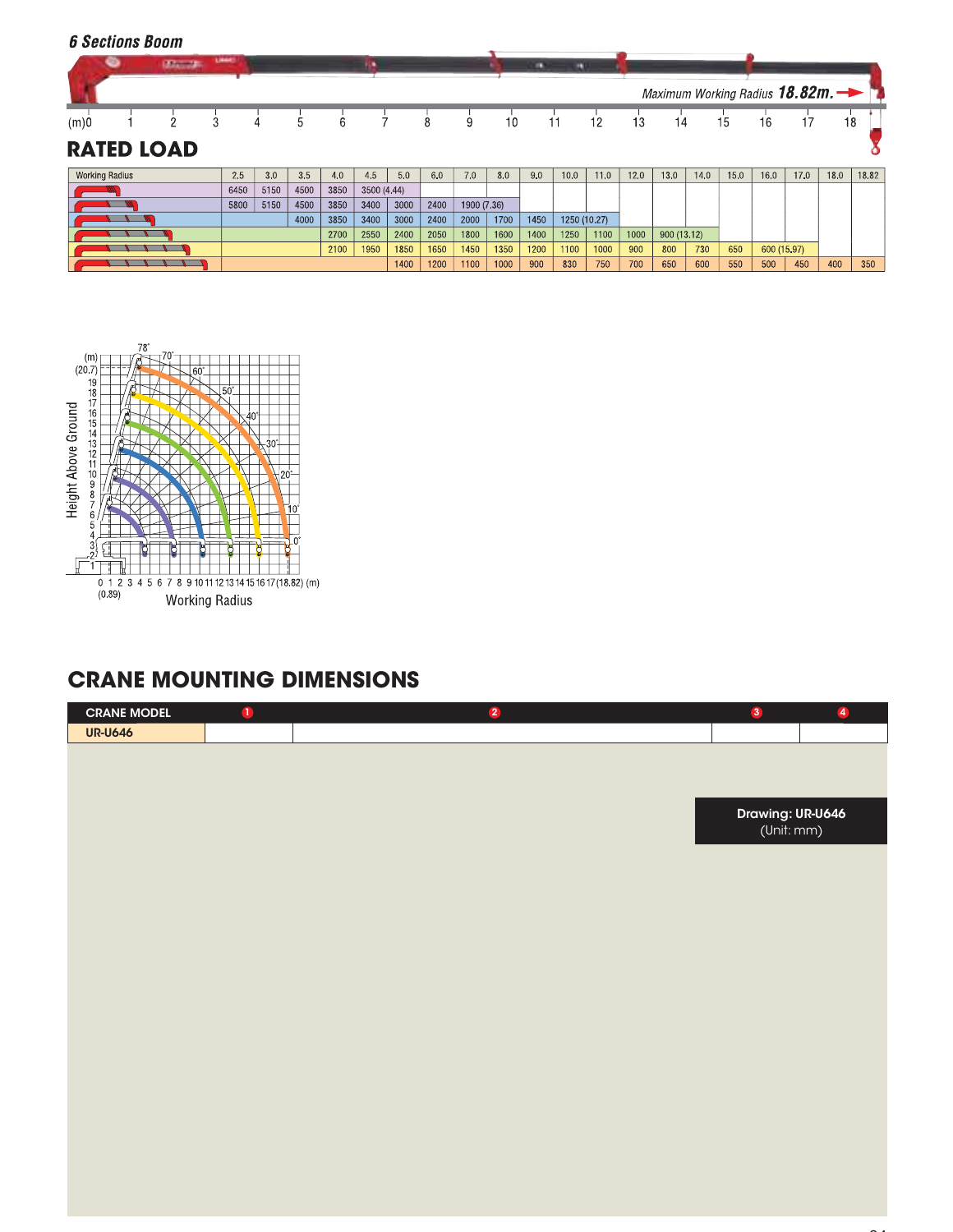## 6 Sections Boom

Maximum Working Radius **18.82m.**

(m)0 1 2 3 4 5 6 7 8 9 10 11 12 13 14 15 16 17 18

## RATED LOAD

| Working Radius | 2.5 | 3.0 | 3.5 | 4.0 | 4.5 | 5.0 | 6.0 | 7.0 | 8.0 | 9.0 | 10.0 | 11.0 | 12.0 | 13.0 | 14.0 | 15.0 | 16.0 | 17.0 | 18.0 | 18.82 |
|---|---|---|---|---|---|---|---|---|---|---|---|---|---|---|---|---|---|---|---|---|
| | 6450 | 5150 | 4500 | 3850 | 3500 (4.44) | | | | | | | | | | | | | | | |
| | 5800 | 5150 | 4500 | 3850 | 3400 | 3000 | 2400 | 1900 (7.36) | | | | | | | | | | | | |
| | | | 4000 | 3850 | 3400 | 3000 | 2400 | 2000 | 1700 | 1450 | 1250 (10.27) | | | | | | | | | |
| | | | | 2700 | 2550 | 2400 | 2050 | 1800 | 1600 | 1400 | 1250 | 1100 | 1000 | 900 (13.12) | | | | | | |
| | | | | 2100 | 1950 | 1850 | 1650 | 1450 | 1350 | 1200 | 1100 | 1000 | 900 | 800 | 730 | 650 | 600 (15.97) | | | |
| | | | | | | 1400 | 1200 | 1100 | 1000 | 900 | 830 | 750 | 700 | 650 | 600 | 550 | 500 | 450 | 400 | 350 |

(m)
(20.7)
19 18 17 16 15 14 13 12 11 10 9 8 7 6 5 4 3 2 1
78° 70° 60° 50° 40° 30° 20° 10° 0°
Height Above Ground
0 1 2 3 4 5 6 7 8 9 10 11 12 13 14 15 16 17 (18.82) (m)
(0.89)
Working Radius

## CRANE MOUNTING DIMENSIONS

| CRANE MODEL | 1 | 2 | 3 | 4 |
|---|---|---|---|---|
| UR-U646 | | | | |

Drawing: UR-U646
(Unit: mm)